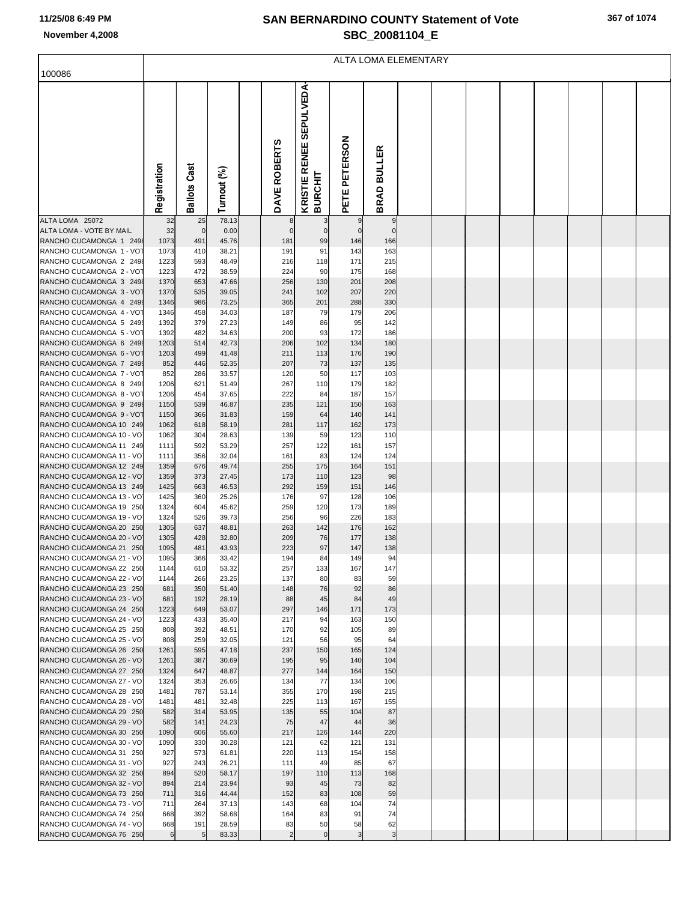# SAN BERNARDINO COUNTY Statement of Vote

**SBC_20081104_E**

11/25/08 6:49 PM

November 4,2008

## ALTA LOMA ELEMENTARY

100086

| | Registration | Ballots Cast | Turnout (%) | | DAVE ROBERTS | KRISTIE RENEE SEPULVEDA-BURCHIT | PETE PETERSON | BRAD BULLER |
|---|---|---|---|---|---|---|---|---|
| ALTA LOMA 25072 | 32 | 25 | 78.13 | | 8 | 3 | 9 | 9 |
| ALTA LOMA - VOTE BY MAIL | 32 | 0 | 0.00 | | 0 | 0 | 0 | 0 |
| RANCHO CUCAMONGA 1 2498 | 1073 | 491 | 45.76 | | 181 | 99 | 146 | 166 |
| RANCHO CUCAMONGA 1 - VOT | 1073 | 410 | 38.21 | | 191 | 91 | 143 | 163 |
| RANCHO CUCAMONGA 2 2498 | 1223 | 593 | 48.49 | | 216 | 118 | 171 | 215 |
| RANCHO CUCAMONGA 2 - VOT | 1223 | 472 | 38.59 | | 224 | 90 | 175 | 168 |
| RANCHO CUCAMONGA 3 2498 | 1370 | 653 | 47.66 | | 256 | 130 | 201 | 208 |
| RANCHO CUCAMONGA 3 - VOT | 1370 | 535 | 39.05 | | 241 | 102 | 207 | 220 |
| RANCHO CUCAMONGA 4 2499 | 1346 | 986 | 73.25 | | 365 | 201 | 288 | 330 |
| RANCHO CUCAMONGA 4 - VOT | 1346 | 458 | 34.03 | | 187 | 79 | 179 | 206 |
| RANCHO CUCAMONGA 5 2499 | 1392 | 379 | 27.23 | | 149 | 86 | 95 | 142 |
| RANCHO CUCAMONGA 5 - VOT | 1392 | 482 | 34.63 | | 200 | 93 | 172 | 186 |
| RANCHO CUCAMONGA 6 2499 | 1203 | 514 | 42.73 | | 206 | 102 | 134 | 180 |
| RANCHO CUCAMONGA 6 - VOT | 1203 | 499 | 41.48 | | 211 | 113 | 176 | 190 |
| RANCHO CUCAMONGA 7 2499 | 852 | 446 | 52.35 | | 207 | 73 | 137 | 135 |
| RANCHO CUCAMONGA 7 - VOT | 852 | 286 | 33.57 | | 120 | 50 | 117 | 103 |
| RANCHO CUCAMONGA 8 2499 | 1206 | 621 | 51.49 | | 267 | 110 | 179 | 182 |
| RANCHO CUCAMONGA 8 - VOT | 1206 | 454 | 37.65 | | 222 | 84 | 187 | 157 |
| RANCHO CUCAMONGA 9 2499 | 1150 | 539 | 46.87 | | 235 | 121 | 150 | 163 |
| RANCHO CUCAMONGA 9 - VOT | 1150 | 366 | 31.83 | | 159 | 64 | 140 | 141 |
| RANCHO CUCAMONGA 10 249 | 1062 | 618 | 58.19 | | 281 | 117 | 162 | 173 |
| RANCHO CUCAMONGA 10 - VO | 1062 | 304 | 28.63 | | 139 | 59 | 123 | 110 |
| RANCHO CUCAMONGA 11 249 | 1111 | 592 | 53.29 | | 257 | 122 | 161 | 157 |
| RANCHO CUCAMONGA 11 - VO | 1111 | 356 | 32.04 | | 161 | 83 | 124 | 124 |
| RANCHO CUCAMONGA 12 249 | 1359 | 676 | 49.74 | | 255 | 175 | 164 | 151 |
| RANCHO CUCAMONGA 12 - VO | 1359 | 373 | 27.45 | | 173 | 110 | 123 | 98 |
| RANCHO CUCAMONGA 13 249 | 1425 | 663 | 46.53 | | 292 | 159 | 151 | 146 |
| RANCHO CUCAMONGA 13 - VO | 1425 | 360 | 25.26 | | 176 | 97 | 128 | 106 |
| RANCHO CUCAMONGA 19 250 | 1324 | 604 | 45.62 | | 259 | 120 | 173 | 189 |
| RANCHO CUCAMONGA 19 - VO | 1324 | 526 | 39.73 | | 256 | 96 | 226 | 183 |
| RANCHO CUCAMONGA 20 250 | 1305 | 637 | 48.81 | | 263 | 142 | 176 | 162 |
| RANCHO CUCAMONGA 20 - VO | 1305 | 428 | 32.80 | | 209 | 76 | 177 | 138 |
| RANCHO CUCAMONGA 21 250 | 1095 | 481 | 43.93 | | 223 | 97 | 147 | 138 |
| RANCHO CUCAMONGA 21 - VO | 1095 | 366 | 33.42 | | 194 | 84 | 149 | 94 |
| RANCHO CUCAMONGA 22 250 | 1144 | 610 | 53.32 | | 257 | 133 | 167 | 147 |
| RANCHO CUCAMONGA 22 - VO | 1144 | 266 | 23.25 | | 137 | 80 | 83 | 59 |
| RANCHO CUCAMONGA 23 250 | 681 | 350 | 51.40 | | 148 | 76 | 92 | 86 |
| RANCHO CUCAMONGA 23 - VO | 681 | 192 | 28.19 | | 88 | 45 | 84 | 49 |
| RANCHO CUCAMONGA 24 250 | 1223 | 649 | 53.07 | | 297 | 146 | 171 | 173 |
| RANCHO CUCAMONGA 24 - VO | 1223 | 433 | 35.40 | | 217 | 94 | 163 | 150 |
| RANCHO CUCAMONGA 25 250 | 808 | 392 | 48.51 | | 170 | 92 | 105 | 89 |
| RANCHO CUCAMONGA 25 - VO | 808 | 259 | 32.05 | | 121 | 56 | 95 | 64 |
| RANCHO CUCAMONGA 26 250 | 1261 | 595 | 47.18 | | 237 | 150 | 165 | 124 |
| RANCHO CUCAMONGA 26 - VO | 1261 | 387 | 30.69 | | 195 | 95 | 140 | 104 |
| RANCHO CUCAMONGA 27 250 | 1324 | 647 | 48.87 | | 277 | 144 | 164 | 150 |
| RANCHO CUCAMONGA 27 - VO | 1324 | 353 | 26.66 | | 134 | 77 | 134 | 106 |
| RANCHO CUCAMONGA 28 250 | 1481 | 787 | 53.14 | | 355 | 170 | 198 | 215 |
| RANCHO CUCAMONGA 28 - VO | 1481 | 481 | 32.48 | | 225 | 113 | 167 | 155 |
| RANCHO CUCAMONGA 29 250 | 582 | 314 | 53.95 | | 135 | 55 | 104 | 87 |
| RANCHO CUCAMONGA 29 - VO | 582 | 141 | 24.23 | | 75 | 47 | 44 | 36 |
| RANCHO CUCAMONGA 30 250 | 1090 | 606 | 55.60 | | 217 | 126 | 144 | 220 |
| RANCHO CUCAMONGA 30 - VO | 1090 | 330 | 30.28 | | 121 | 62 | 121 | 131 |
| RANCHO CUCAMONGA 31 250 | 927 | 573 | 61.81 | | 220 | 113 | 154 | 158 |
| RANCHO CUCAMONGA 31 - VO | 927 | 243 | 26.21 | | 111 | 49 | 85 | 67 |
| RANCHO CUCAMONGA 32 250 | 894 | 520 | 58.17 | | 197 | 110 | 113 | 168 |
| RANCHO CUCAMONGA 32 - VO | 894 | 214 | 23.94 | | 93 | 45 | 73 | 82 |
| RANCHO CUCAMONGA 73 250 | 711 | 316 | 44.44 | | 152 | 83 | 108 | 59 |
| RANCHO CUCAMONGA 73 - VO | 711 | 264 | 37.13 | | 143 | 68 | 104 | 74 |
| RANCHO CUCAMONGA 74 250 | 668 | 392 | 58.68 | | 164 | 83 | 91 | 74 |
| RANCHO CUCAMONGA 74 - VO | 668 | 191 | 28.59 | | 83 | 50 | 58 | 62 |
| RANCHO CUCAMONGA 76 250 | 6 | 5 | 83.33 | | 2 | 0 | 3 | 3 |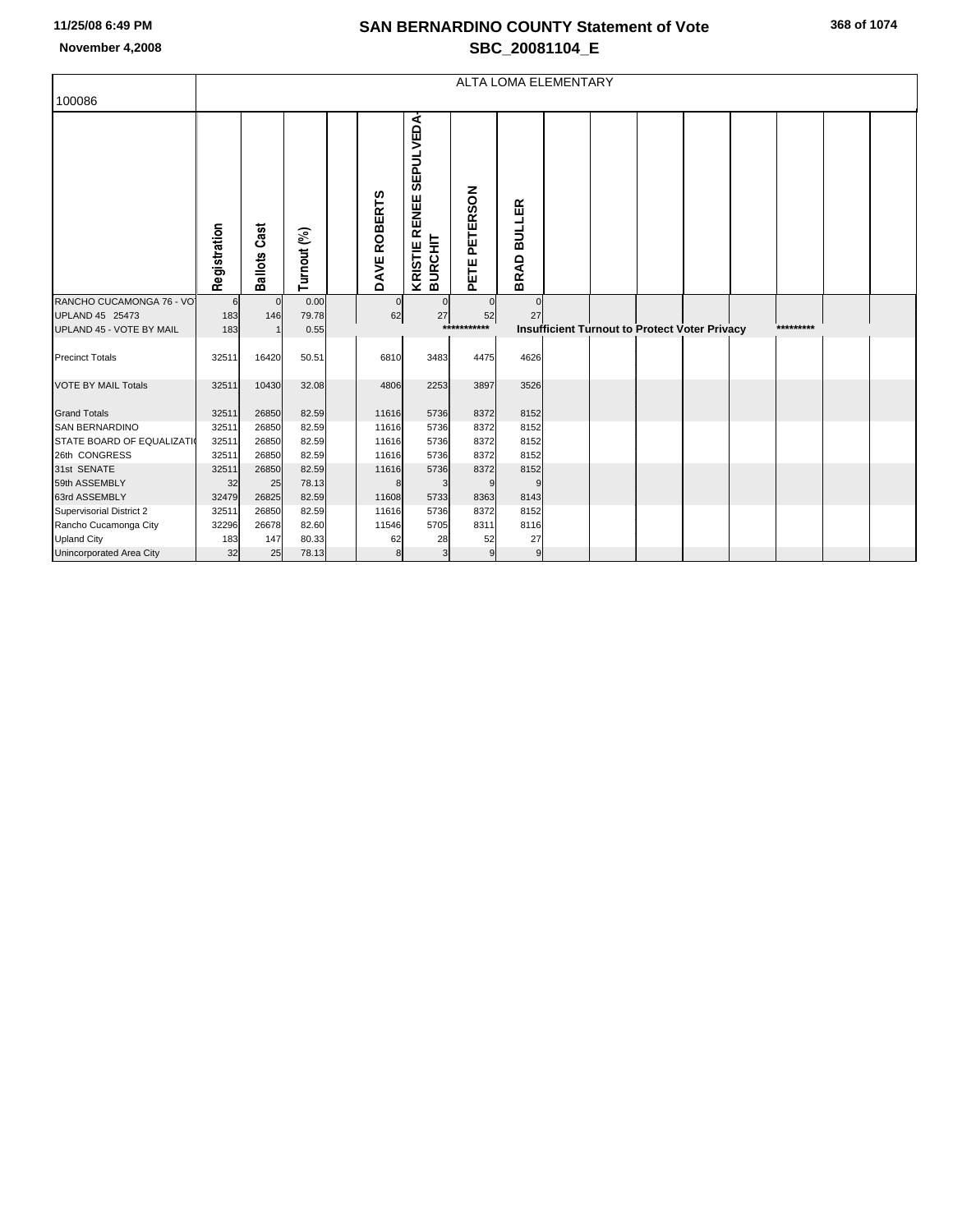# SAN BERNARDINO COUNTY Statement of Vote
## SBC_20081104_E

11/25/08 6:49 PM
November 4,2008

| 100086 | ALTA LOMA ELEMENTARY | | | | | | | | | | | | | | | | |
|---|---|---|---|---|---|---|---|---|---|---|---|---|---|---|---|---|---|
| | Registration | Ballots Cast | Turnout (%) | | DAVE ROBERTS | KRISTIE RENEE SEPULVEDA-BURCHIT | PETE PETERSON | BRAD BULLER | | | | | | | | | |
| RANCHO CUCAMONGA 76 - VO | 6 | 0 | 0.00 | | 0 | 0 | 0 | 0 | | | | | | | | | |
| UPLAND 45 25473 | 183 | 146 | 79.78 | | 62 | 27 | 52 | 27 | | | | | | | | | |
| UPLAND 45 - VOTE BY MAIL | 183 | 1 | 0.55 | | | *********** | | Insufficient Turnout to Protect Voter Privacy | | | | | | ********* | | | |
| Precinct Totals | 32511 | 16420 | 50.51 | | 6810 | 3483 | 4475 | 4626 | | | | | | | | | |
| VOTE BY MAIL Totals | 32511 | 10430 | 32.08 | | 4806 | 2253 | 3897 | 3526 | | | | | | | | | |
| Grand Totals | 32511 | 26850 | 82.59 | | 11616 | 5736 | 8372 | 8152 | | | | | | | | | |
| SAN BERNARDINO | 32511 | 26850 | 82.59 | | 11616 | 5736 | 8372 | 8152 | | | | | | | | | |
| STATE BOARD OF EQUALIZATI | 32511 | 26850 | 82.59 | | 11616 | 5736 | 8372 | 8152 | | | | | | | | | |
| 26th CONGRESS | 32511 | 26850 | 82.59 | | 11616 | 5736 | 8372 | 8152 | | | | | | | | | |
| 31st SENATE | 32511 | 26850 | 82.59 | | 11616 | 5736 | 8372 | 8152 | | | | | | | | | |
| 59th ASSEMBLY | 32 | 25 | 78.13 | | 8 | 3 | 9 | 9 | | | | | | | | | |
| 63rd ASSEMBLY | 32479 | 26825 | 82.59 | | 11608 | 5733 | 8363 | 8143 | | | | | | | | | |
| Supervisorial District 2 | 32511 | 26850 | 82.59 | | 11616 | 5736 | 8372 | 8152 | | | | | | | | | |
| Rancho Cucamonga City | 32296 | 26678 | 82.60 | | 11546 | 5705 | 8311 | 8116 | | | | | | | | | |
| Upland City | 183 | 147 | 80.33 | | 62 | 28 | 52 | 27 | | | | | | | | | |
| Unincorporated Area City | 32 | 25 | 78.13 | | 8 | 3 | 9 | 9 | | | | | | | | | |